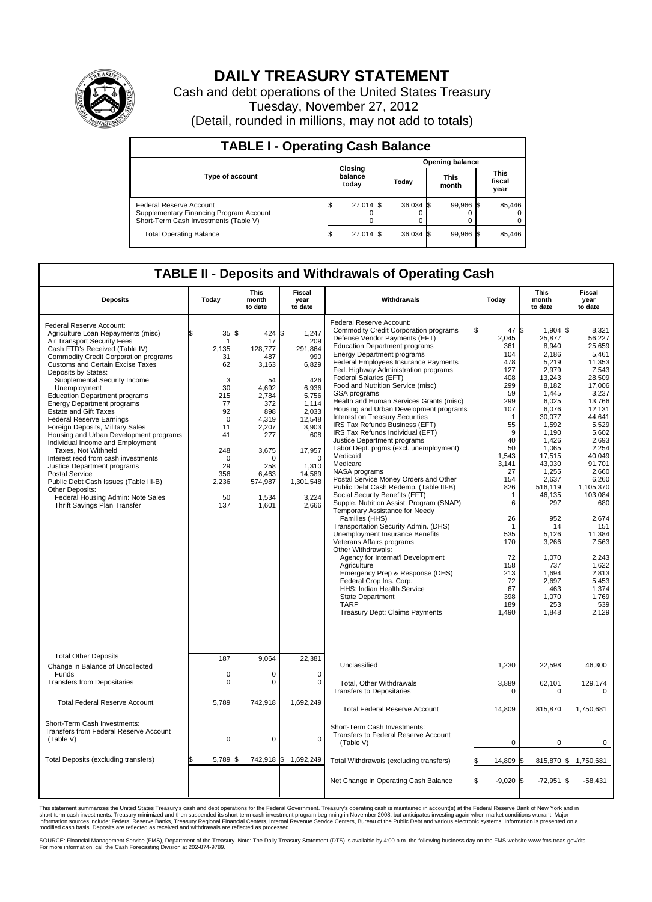# DAILY TREASURY STATEMENT

Cash and debt operations of the United States Treasury

Tuesday, November 27, 2012

(Detail, rounded in millions, may not add to totals)

## TABLE I - Operating Cash Balance

| Type of account | Closing balance today | Opening balance Today | Opening balance This month | Opening balance This fiscal year |
|---|---|---|---|---|
| Federal Reserve Account | $ 27,014 | $ 36,034 | $ 99,966 | $ 85,446 |
| Supplementary Financing Program Account | 0 | 0 | 0 | 0 |
| Short-Term Cash Investments (Table V) | 0 | 0 | 0 | 0 |
| Total Operating Balance | $ 27,014 | $ 36,034 | $ 99,966 | $ 85,446 |

## TABLE II - Deposits and Withdrawals of Operating Cash

| Deposits | Today | This month to date | Fiscal year to date | Withdrawals | Today | This month to date | Fiscal year to date |
|---|---|---|---|---|---|---|---|
| Federal Reserve Account: | | | | Federal Reserve Account: | | | |
| Agriculture Loan Repayments (misc) | $ 35 | $ 424 | $ 1,247 | Commodity Credit Corporation programs | $ 47 | $ 1,904 | $ 8,321 |
| Air Transport Security Fees | 1 | 17 | 209 | Defense Vendor Payments (EFT) | 2,045 | 25,877 | 56,227 |
| Cash FTD's Received (Table IV) | 2,135 | 128,777 | 291,864 | Education Department programs | 361 | 8,940 | 25,659 |
| Commodity Credit Corporation programs | 31 | 487 | 990 | Energy Department programs | 104 | 2,186 | 5,461 |
| Customs and Certain Excise Taxes | 62 | 3,163 | 6,829 | Federal Employees Insurance Payments | 478 | 5,219 | 11,353 |
| Deposits by States: | | | | Fed. Highway Administration programs | 127 | 2,979 | 7,543 |
| Supplemental Security Income | 3 | 54 | 426 | Federal Salaries (EFT) | 408 | 13,243 | 28,509 |
| Unemployment | 30 | 4,692 | 6,936 | Food and Nutrition Service (misc) | 299 | 8,182 | 17,006 |
| Education Department programs | 215 | 2,784 | 5,756 | GSA programs | 59 | 1,445 | 3,237 |
| Energy Department programs | 77 | 372 | 1,114 | Health and Human Services Grants (misc) | 299 | 6,025 | 13,766 |
| Estate and Gift Taxes | 92 | 898 | 2,033 | Housing and Urban Development programs | 107 | 6,076 | 12,131 |
| Federal Reserve Earnings | 0 | 4,319 | 12,548 | Interest on Treasury Securities | 1 | 30,077 | 44,641 |
| Foreign Deposits, Military Sales | 11 | 2,207 | 3,903 | IRS Tax Refunds Business (EFT) | 55 | 1,592 | 5,529 |
| Housing and Urban Development programs | 41 | 277 | 608 | IRS Tax Refunds Individual (EFT) | 9 | 1,190 | 5,602 |
| Individual Income and Employment Taxes, Not Withheld | 248 | 3,675 | 17,957 | Justice Department programs | 40 | 1,426 | 2,693 |
| Interest recd from cash investments | 0 | 0 | 0 | Labor Dept. prgms (excl. unemployment) | 50 | 1,065 | 2,254 |
| Justice Department programs | 29 | 258 | 1,310 | Medicaid | 1,543 | 17,515 | 40,049 |
| Postal Service | 356 | 6,463 | 14,589 | Medicare | 3,141 | 43,030 | 91,701 |
| Public Debt Cash Issues (Table III-B) | 2,236 | 574,987 | 1,301,548 | NASA programs | 27 | 1,255 | 2,660 |
| Other Deposits: | | | | Postal Service Money Orders and Other | 154 | 2,637 | 6,260 |
| Federal Housing Admin: Note Sales | 50 | 1,534 | 3,224 | Public Debt Cash Redemp. (Table III-B) | 826 | 516,119 | 1,105,370 |
| Thrift Savings Plan Transfer | 137 | 1,601 | 2,666 | Social Security Benefits (EFT) | 1 | 46,135 | 103,084 |
| | | | | Supple. Nutrition Assist. Program (SNAP) | 6 | 297 | 680 |
| | | | | Temporary Assistance for Needy Families (HHS) | 26 | 952 | 2,674 |
| | | | | Transportation Security Admin. (DHS) | 1 | 14 | 151 |
| | | | | Unemployment Insurance Benefits | 535 | 5,126 | 11,384 |
| | | | | Veterans Affairs programs | 170 | 3,266 | 7,563 |
| | | | | Other Withdrawals: | | | |
| | | | | Agency for Internat'l Development | 72 | 1,070 | 2,243 |
| | | | | Agriculture | 158 | 737 | 1,622 |
| | | | | Emergency Prep & Response (DHS) | 213 | 1,694 | 2,813 |
| | | | | Federal Crop Ins. Corp. | 72 | 2,697 | 5,453 |
| | | | | HHS: Indian Health Service | 67 | 463 | 1,374 |
| | | | | State Department | 398 | 1,070 | 1,769 |
| | | | | TARP | 189 | 253 | 539 |
| | | | | Treasury Dept: Claims Payments | 1,490 | 1,848 | 2,129 |
| Total Other Deposits | 187 | 9,064 | 22,381 | Unclassified | 1,230 | 22,598 | 46,300 |
| Change in Balance of Uncollected Funds | 0 | 0 | 0 | | | | |
| Transfers from Depositaries | 0 | 0 | 0 | Total, Other Withdrawals | 3,889 | 62,101 | 129,174 |
| | | | | Transfers to Depositaries | 0 | 0 | 0 |
| Total Federal Reserve Account | 5,789 | 742,918 | 1,692,249 | Total Federal Reserve Account | 14,809 | 815,870 | 1,750,681 |
| Short-Term Cash Investments: Transfers from Federal Reserve Account (Table V) | 0 | 0 | 0 | Short-Term Cash Investments: Transfers to Federal Reserve Account (Table V) | 0 | 0 | 0 |
| Total Deposits (excluding transfers) | $ 5,789 | $ 742,918 | $ 1,692,249 | Total Withdrawals (excluding transfers) | $ 14,809 | $ 815,870 | $ 1,750,681 |
| | | | | Net Change in Operating Cash Balance | $ -9,020 | $ -72,951 | $ -58,431 |

This statement summarizes the United States Treasury's cash and debt operations for the Federal Government. Treasury's operating cash is maintained in account(s) at the Federal Reserve Bank of New York and in short-term cash investments. Treasury minimized and then suspended its short-term cash investment program beginning in November 2008, but anticipates investing again when market conditions warrant. Major information sources include: Federal Reserve Banks, Treasury Regional Financial Centers, Internal Revenue Service Centers, Bureau of the Public Debt and various electronic systems. Information is presented on a modified cash basis. Deposits are reflected as received and withdrawals are reflected as processed.

SOURCE: Financial Management Service (FMS), Department of the Treasury. Note: The Daily Treasury Statement (DTS) is available by 4:00 p.m. the following business day on the FMS website www.fms.treas.gov/dts. For more information, call the Cash Forecasting Division at 202-874-9789.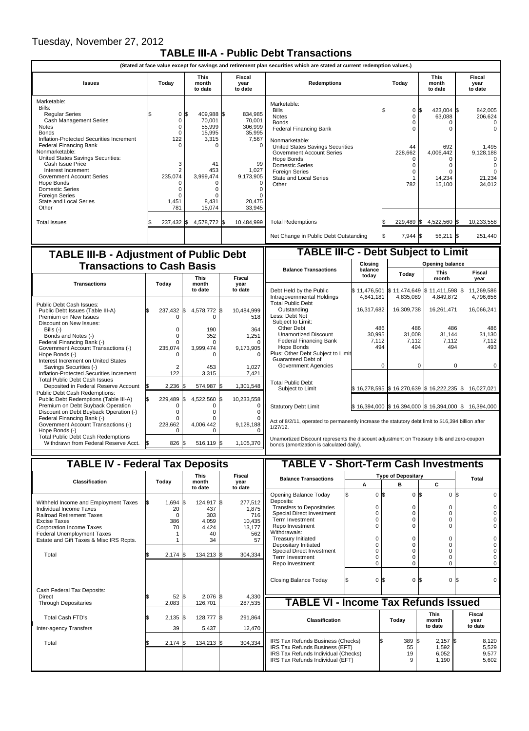Tuesday, November 27, 2012

# TABLE III-A - Public Debt Transactions

(Stated at face value except for savings and retirement plan securities which are stated at current redemption values.)

| Issues | Today | This month to date | Fiscal year to date |
|---|---|---|---|
| Marketable: | | | |
| Bills: | | | |
| Regular Series | $ 0 | $ 409,988 | $ 834,985 |
| Cash Management Series | 0 | 70,001 | 70,001 |
| Notes | 0 | 55,999 | 306,999 |
| Bonds | 0 | 15,995 | 35,995 |
| Inflation-Protected Securities Increment | 122 | 3,315 | 7,567 |
| Federal Financing Bank | 0 | 0 | 0 |
| Nonmarketable: | | | |
| United States Savings Securities: | | | |
| Cash Issue Price | 3 | 41 | 99 |
| Interest Increment | 2 | 453 | 1,027 |
| Government Account Series | 235,074 | 3,999,474 | 9,173,905 |
| Hope Bonds | 0 | 0 | 0 |
| Domestic Series | 0 | 0 | 0 |
| Foreign Series | 0 | 0 | 0 |
| State and Local Series | 1,451 | 8,431 | 20,475 |
| Other | 781 | 15,074 | 33,945 |
| Total Issues | $ 237,432 | $ 4,578,772 | $ 10,484,999 |

| Redemptions | Today | This month to date | Fiscal year to date |
|---|---|---|---|
| Marketable: | | | |
| Bills | $ 0 | $ 423,004 | $ 842,005 |
| Notes | 0 | 63,088 | 206,624 |
| Bonds | 0 | 0 | 0 |
| Federal Financing Bank | 0 | 0 | 0 |
| Nonmarketable: | | | |
| United States Savings Securities | 44 | 692 | 1,495 |
| Government Account Series | 228,662 | 4,006,442 | 9,128,188 |
| Hope Bonds | 0 | 0 | 0 |
| Domestic Series | 0 | 0 | 0 |
| Foreign Series | 0 | 0 | 0 |
| State and Local Series | 1 | 14,234 | 21,234 |
| Other | 782 | 15,100 | 34,012 |
| Total Redemptions | $ 229,489 | $ 4,522,560 | $ 10,233,558 |
| Net Change in Public Debt Outstanding | $ 7,944 | $ 56,211 | $ 251,440 |

# TABLE III-B - Adjustment of Public Debt Transactions to Cash Basis

| Transactions | Today | This month to date | Fiscal year to date |
|---|---|---|---|
| Public Debt Cash Issues: | | | |
| Public Debt Issues (Table III-A) | $ 237,432 | $ 4,578,772 | $ 10,484,999 |
| Premium on New Issues | 0 | 0 | 518 |
| Discount on New Issues: | | | |
| Bills (-) | 0 | 190 | 364 |
| Bonds and Notes (-) | 0 | 352 | 1,251 |
| Federal Financing Bank (-) | 0 | 0 | 0 |
| Government Account Transactions (-) | 235,074 | 3,999,474 | 9,173,905 |
| Hope Bonds (-) | 0 | 0 | 0 |
| Interest Increment on United States Savings Securities (-) | 2 | 453 | 1,027 |
| Inflation-Protected Securities Increment | 122 | 3,315 | 7,421 |
| Total Public Debt Cash Issues Deposited in Federal Reserve Account | $ 2,236 | $ 574,987 | $ 1,301,548 |
| Public Debt Cash Redemptions: | | | |
| Public Debt Redemptions (Table III-A) | $ 229,489 | $ 4,522,560 | $ 10,233,558 |
| Premium on Debt Buyback Operation | 0 | 0 | 0 |
| Discount on Debt Buyback Operation (-) | 0 | 0 | 0 |
| Federal Financing Bank (-) | 0 | 0 | 0 |
| Government Account Transactions (-) | 228,662 | 4,006,442 | 9,128,188 |
| Hope Bonds (-) | 0 | 0 | 0 |
| Total Public Debt Cash Redemptions Withdrawn from Federal Reserve Acct. | $ 826 | $ 516,119 | $ 1,105,370 |

# TABLE III-C - Debt Subject to Limit

| Balance Transactions | Closing balance today | Opening balance Today | Opening balance This month | Opening balance Fiscal year |
|---|---|---|---|---|
| Debt Held by the Public | $ 11,476,501 | $ 11,474,649 | $ 11,411,598 | $ 11,269,586 |
| Intragovernmental Holdings | 4,841,181 | 4,835,089 | 4,849,872 | 4,796,656 |
| Total Public Debt Outstanding | 16,317,682 | 16,309,738 | 16,261,471 | 16,066,241 |
| Less: Debt Not Subject to Limit: | | | | |
| Other Debt | 486 | 486 | 486 | 486 |
| Unamortized Discount | 30,995 | 31,008 | 31,144 | 31,130 |
| Federal Financing Bank | 7,112 | 7,112 | 7,112 | 7,112 |
| Hope Bonds | 494 | 494 | 494 | 493 |
| Plus: Other Debt Subject to Limit | | | | |
| Guaranteed Debt of Government Agencies | 0 | 0 | 0 | 0 |
| Total Public Debt Subject to Limit | $ 16,278,595 | $ 16,270,639 | $ 16,222,235 | $ 16,027,021 |
| Statutory Debt Limit | $ 16,394,000 | $ 16,394,000 | $ 16,394,000 | $ 16,394,000 |

Act of 8/2/11, operated to permanently increase the statutory debt limit to $16,394 billion after 1/27/12.

Unamortized Discount represents the discount adjustment on Treasury bills and zero-coupon bonds (amortization is calculated daily).

# TABLE IV - Federal Tax Deposits

| Classification | Today | This month to date | Fiscal year to date |
|---|---|---|---|
| Withheld Income and Employment Taxes | $ 1,694 | $ 124,917 | $ 277,512 |
| Individual Income Taxes | 20 | 437 | 1,875 |
| Railroad Retirement Taxes | 0 | 303 | 716 |
| Excise Taxes | 386 | 4,059 | 10,435 |
| Corporation Income Taxes | 70 | 4,424 | 13,177 |
| Federal Unemployment Taxes | 1 | 40 | 562 |
| Estate and Gift Taxes & Misc IRS Rcpts. | 1 | 34 | 57 |
| Total | $ 2,174 | $ 134,213 | $ 304,334 |
| Cash Federal Tax Deposits: | | | |
| Direct | $ 52 | $ 2,076 | $ 4,330 |
| Through Depositaries | 2,083 | 126,701 | 287,535 |
| Total Cash FTD's | $ 2,135 | $ 128,777 | $ 291,864 |
| Inter-agency Transfers | 39 | 5,437 | 12,470 |
| Total | $ 2,174 | $ 134,213 | $ 304,334 |

# TABLE V - Short-Term Cash Investments

| Balance Transactions | Type of Depositary A | Type of Depositary B | Type of Depositary C | Total |
|---|---|---|---|---|
| Opening Balance Today | $ 0 | $ 0 | $ 0 | $ 0 |
| Deposits: | | | | |
| Transfers to Depositaries | 0 | 0 | 0 | 0 |
| Special Direct Investment | 0 | 0 | 0 | 0 |
| Term Investment | 0 | 0 | 0 | 0 |
| Repo Investment | 0 | 0 | 0 | 0 |
| Withdrawals: | | | | |
| Treasury Initiated | 0 | 0 | 0 | 0 |
| Depositary Initiated | 0 | 0 | 0 | 0 |
| Special Direct Investment | 0 | 0 | 0 | 0 |
| Term Investment | 0 | 0 | 0 | 0 |
| Repo Investment | 0 | 0 | 0 | 0 |
| Closing Balance Today | $ 0 | $ 0 | $ 0 | $ 0 |

# TABLE VI - Income Tax Refunds Issued

| Classification | Today | This month to date | Fiscal year to date |
|---|---|---|---|
| IRS Tax Refunds Business (Checks) | $ 389 | $ 2,157 | $ 8,120 |
| IRS Tax Refunds Business (EFT) | 55 | 1,592 | 5,529 |
| IRS Tax Refunds Individual (Checks) | 19 | 6,052 | 9,577 |
| IRS Tax Refunds Individual (EFT) | 9 | 1,190 | 5,602 |